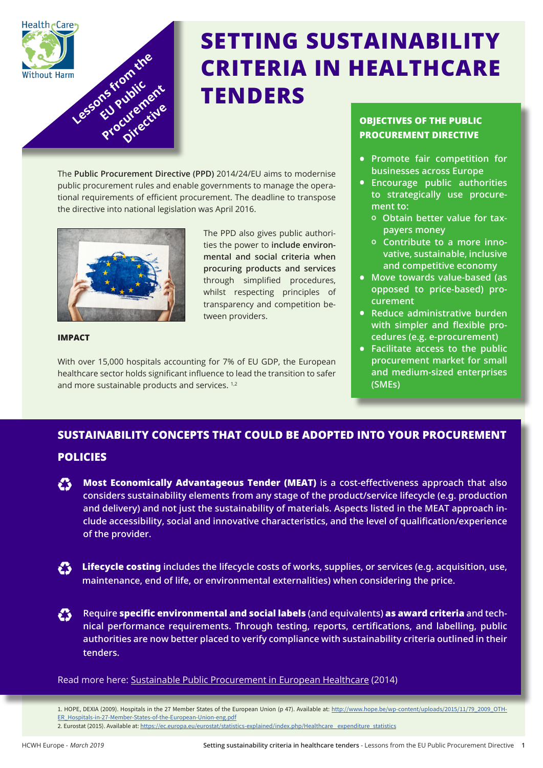Health Care Without Harm

Lessons from the EU Public Procurement Directive

# SETTING SUSTAINABILITY CRITERIA IN HEALTHCARE TENDERS

The **Public Procurement Directive (PPD)** 2014/24/EU aims to modernise public procurement rules and enable governments to manage the operational requirements of efficient procurement. The deadline to transpose the directive into national legislation was April 2016.

The PPD also gives public authorities the power to **include environmental and social criteria when procuring products and services** through simplified procedures, whilst respecting principles of transparency and competition between providers.

**IMPACT**

With over 15,000 hospitals accounting for 7% of EU GDP, the European healthcare sector holds significant influence to lead the transition to safer and more sustainable products and services. [1,2]

## OBJECTIVES OF THE PUBLIC PROCUREMENT DIRECTIVE

- Promote fair competition for businesses across Europe
- Encourage public authorities to strategically use procurement to:
  - Obtain better value for taxpayers money
  - Contribute to a more innovative, sustainable, inclusive and competitive economy
- Move towards value-based (as opposed to price-based) procurement
- Reduce administrative burden with simpler and flexible procedures (e.g. e-procurement)
- Facilitate access to the public procurement market for small and medium-sized enterprises (SMEs)

## SUSTAINABILITY CONCEPTS THAT COULD BE ADOPTED INTO YOUR PROCUREMENT POLICIES

- **Most Economically Advantageous Tender (MEAT)** is a cost-effectiveness approach that also considers sustainability elements from any stage of the product/service lifecycle (e.g. production and delivery) and not just the sustainability of materials. Aspects listed in the MEAT approach include accessibility, social and innovative characteristics, and the level of qualification/experience of the provider.

- **Lifecycle costing** includes the lifecycle costs of works, supplies, or services (e.g. acquisition, use, maintenance, end of life, or environmental externalities) when considering the price.

- Require **specific environmental and social labels** (and equivalents) **as award criteria** and technical performance requirements. Through testing, reports, certifications, and labelling, public authorities are now better placed to verify compliance with sustainability criteria outlined in their tenders.

Read more here: Sustainable Public Procurement in European Healthcare (2014)

1. HOPE, DEXIA (2009). Hospitals in the 27 Member States of the European Union (p 47). Available at: http://www.hope.be/wp-content/uploads/2015/11/79_2009_OTHER_Hospitals-in-27-Member-States-of-the-European-Union-eng.pdf
2. Eurostat (2015). Available at: https://ec.europa.eu/eurostat/statistics-explained/index.php/Healthcare_expenditure_statistics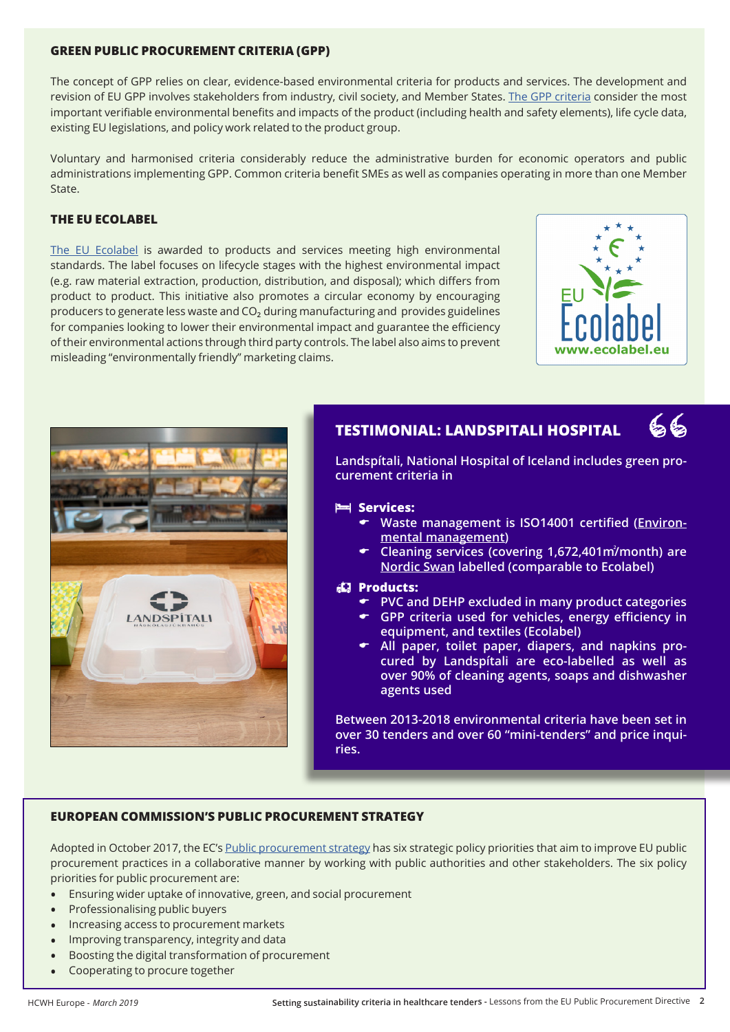## GREEN PUBLIC PROCUREMENT CRITERIA (GPP)

The concept of GPP relies on clear, evidence-based environmental criteria for products and services. The development and revision of EU GPP involves stakeholders from industry, civil society, and Member States. The GPP criteria consider the most important verifiable environmental benefits and impacts of the product (including health and safety elements), life cycle data, existing EU legislations, and policy work related to the product group.

Voluntary and harmonised criteria considerably reduce the administrative burden for economic operators and public administrations implementing GPP. Common criteria benefit SMEs as well as companies operating in more than one Member State.

## THE EU ECOLABEL

The EU Ecolabel is awarded to products and services meeting high environmental standards. The label focuses on lifecycle stages with the highest environmental impact (e.g. raw material extraction, production, distribution, and disposal); which differs from product to product. This initiative also promotes a circular economy by encouraging producers to generate less waste and $CO_2$ during manufacturing and provides guidelines for companies looking to lower their environmental impact and guarantee the efficiency of their environmental actions through third party controls. The label also aims to prevent misleading "environmentally friendly" marketing claims.

EU Ecolabel
www.ecolabel.eu

## TESTIMONIAL: LANDSPITALI HOSPITAL

Landspítali, National Hospital of Iceland includes green procurement criteria in

**Services:**

- Waste management is ISO14001 certified (Environmental management)
- Cleaning services (covering 1,672,401m²/month) are Nordic Swan labelled (comparable to Ecolabel)

**Products:**

- PVC and DEHP excluded in many product categories
- GPP criteria used for vehicles, energy efficiency in equipment, and textiles (Ecolabel)
- All paper, toilet paper, diapers, and napkins procured by Landspítali are eco-labelled as well as over 90% of cleaning agents, soaps and dishwasher agents used

Between 2013-2018 environmental criteria have been set in over 30 tenders and over 60 "mini-tenders" and price inquiries.

## EUROPEAN COMMISSION'S PUBLIC PROCUREMENT STRATEGY

Adopted in October 2017, the EC's Public procurement strategy has six strategic policy priorities that aim to improve EU public procurement practices in a collaborative manner by working with public authorities and other stakeholders. The six policy priorities for public procurement are:

- Ensuring wider uptake of innovative, green, and social procurement
- Professionalising public buyers
- Increasing access to procurement markets
- Improving transparency, integrity and data
- Boosting the digital transformation of procurement
- Cooperating to procure together